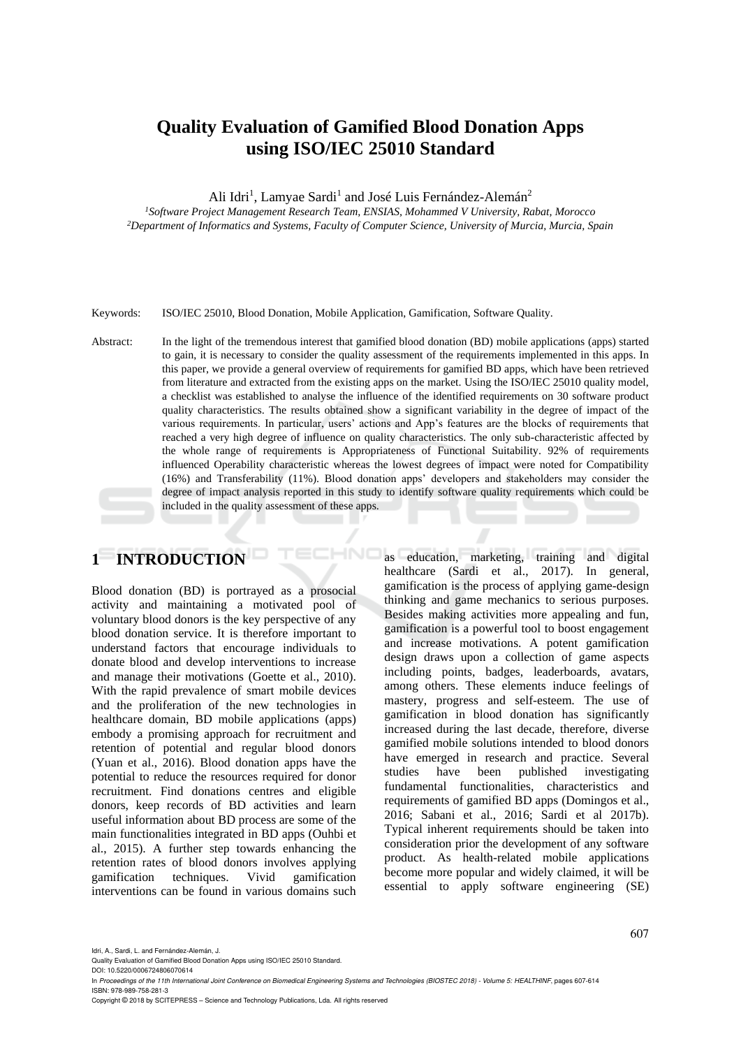# Quality Evaluation of Gamified Blood Donation Apps using ISO/IEC 25010 Standard

Ali Idri[1], Lamyae Sardi[1] and José Luis Fernández-Alemán[2]

[1]*Software Project Management Research Team, ENSIAS, Mohammed V University, Rabat, Morocco*
[2]*Department of Informatics and Systems, Faculty of Computer Science, University of Murcia, Murcia, Spain*

Keywords: ISO/IEC 25010, Blood Donation, Mobile Application, Gamification, Software Quality.

Abstract: In the light of the tremendous interest that gamified blood donation (BD) mobile applications (apps) started to gain, it is necessary to consider the quality assessment of the requirements implemented in this apps. In this paper, we provide a general overview of requirements for gamified BD apps, which have been retrieved from literature and extracted from the existing apps on the market. Using the ISO/IEC 25010 quality model, a checklist was established to analyse the influence of the identified requirements on 30 software product quality characteristics. The results obtained show a significant variability in the degree of impact of the various requirements. In particular, users' actions and App's features are the blocks of requirements that reached a very high degree of influence on quality characteristics. The only sub-characteristic affected by the whole range of requirements is Appropriateness of Functional Suitability. 92% of requirements influenced Operability characteristic whereas the lowest degrees of impact were noted for Compatibility (16%) and Transferability (11%). Blood donation apps' developers and stakeholders may consider the degree of impact analysis reported in this study to identify software quality requirements which could be included in the quality assessment of these apps.

## 1 INTRODUCTION

Blood donation (BD) is portrayed as a prosocial activity and maintaining a motivated pool of voluntary blood donors is the key perspective of any blood donation service. It is therefore important to understand factors that encourage individuals to donate blood and develop interventions to increase and manage their motivations (Goette et al., 2010). With the rapid prevalence of smart mobile devices and the proliferation of the new technologies in healthcare domain, BD mobile applications (apps) embody a promising approach for recruitment and retention of potential and regular blood donors (Yuan et al., 2016). Blood donation apps have the potential to reduce the resources required for donor recruitment. Find donations centres and eligible donors, keep records of BD activities and learn useful information about BD process are some of the main functionalities integrated in BD apps (Ouhbi et al., 2015). A further step towards enhancing the retention rates of blood donors involves applying gamification techniques. Vivid gamification interventions can be found in various domains such as education, marketing, training and digital healthcare (Sardi et al., 2017). In general, gamification is the process of applying game-design thinking and game mechanics to serious purposes. Besides making activities more appealing and fun, gamification is a powerful tool to boost engagement and increase motivations. A potent gamification design draws upon a collection of game aspects including points, badges, leaderboards, avatars, among others. These elements induce feelings of mastery, progress and self-esteem. The use of gamification in blood donation has significantly increased during the last decade, therefore, diverse gamified mobile solutions intended to blood donors have emerged in research and practice. Several studies have been published investigating fundamental functionalities, characteristics and requirements of gamified BD apps (Domingos et al., 2016; Sabani et al., 2016; Sardi et al 2017b). Typical inherent requirements should be taken into consideration prior the development of any software product. As health-related mobile applications become more popular and widely claimed, it will be essential to apply software engineering (SE)

Idri, A., Sardi, L. and Fernández-Alemán, J.
Quality Evaluation of Gamified Blood Donation Apps using ISO/IEC 25010 Standard.
DOI: 10.5220/0006724806070614
In *Proceedings of the 11th International Joint Conference on Biomedical Engineering Systems and Technologies (BIOSTEC 2018) - Volume 5: HEALTHINF*, pages 607-614
ISBN: 978-989-758-281-3
Copyright © 2018 by SCITEPRESS – Science and Technology Publications, Lda. All rights reserved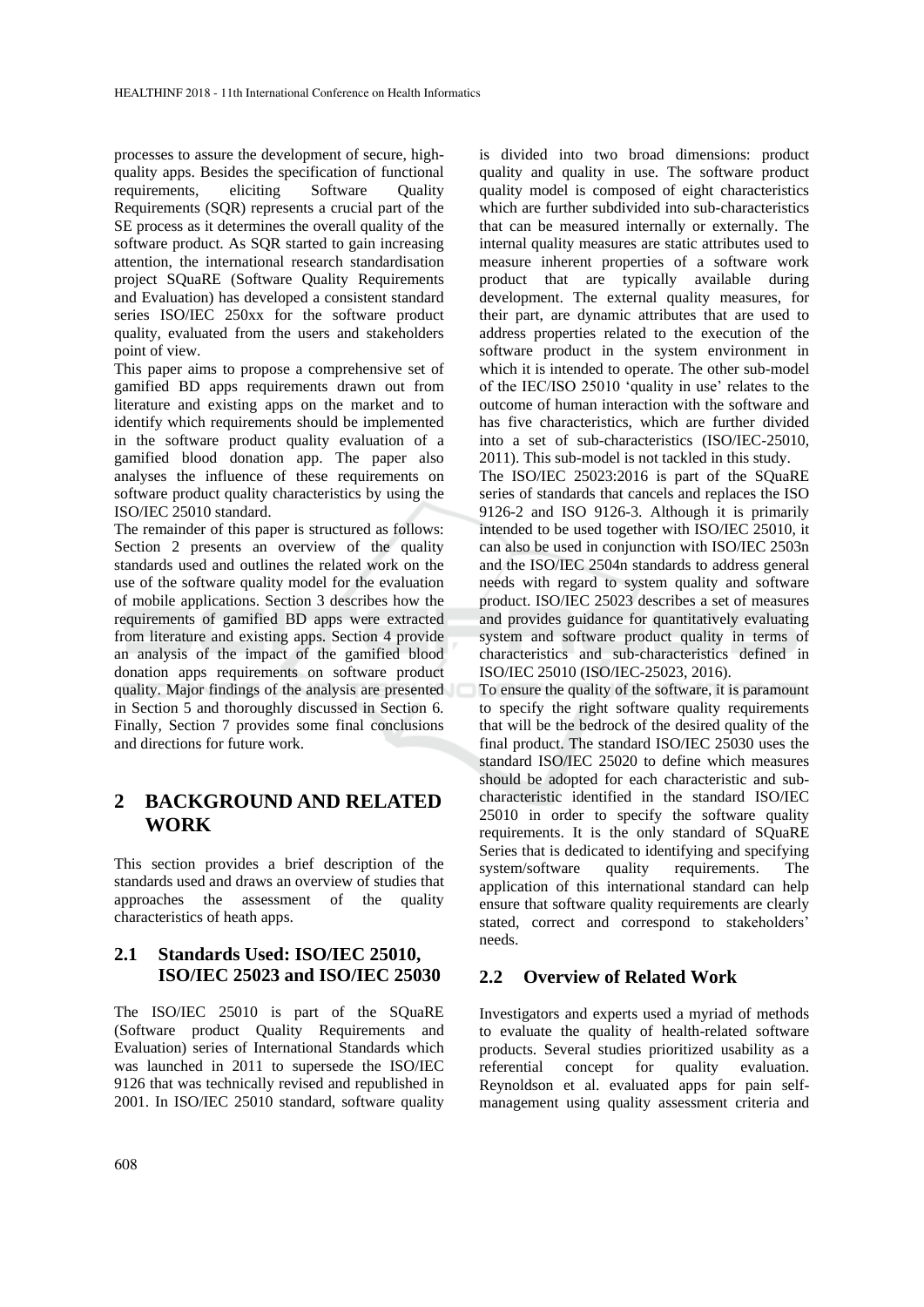processes to assure the development of secure, high-quality apps. Besides the specification of functional requirements, eliciting Software Quality Requirements (SQR) represents a crucial part of the SE process as it determines the overall quality of the software product. As SQR started to gain increasing attention, the international research standardisation project SQuaRE (Software Quality Requirements and Evaluation) has developed a consistent standard series ISO/IEC 250xx for the software product quality, evaluated from the users and stakeholders point of view.

This paper aims to propose a comprehensive set of gamified BD apps requirements drawn out from literature and existing apps on the market and to identify which requirements should be implemented in the software product quality evaluation of a gamified blood donation app. The paper also analyses the influence of these requirements on software product quality characteristics by using the ISO/IEC 25010 standard.

The remainder of this paper is structured as follows: Section 2 presents an overview of the quality standards used and outlines the related work on the use of the software quality model for the evaluation of mobile applications. Section 3 describes how the requirements of gamified BD apps were extracted from literature and existing apps. Section 4 provide an analysis of the impact of the gamified blood donation apps requirements on software product quality. Major findings of the analysis are presented in Section 5 and thoroughly discussed in Section 6. Finally, Section 7 provides some final conclusions and directions for future work.

## 2 BACKGROUND AND RELATED WORK

This section provides a brief description of the standards used and draws an overview of studies that approaches the assessment of the quality characteristics of heath apps.

### 2.1 Standards Used: ISO/IEC 25010, ISO/IEC 25023 and ISO/IEC 25030

The ISO/IEC 25010 is part of the SQuaRE (Software product Quality Requirements and Evaluation) series of International Standards which was launched in 2011 to supersede the ISO/IEC 9126 that was technically revised and republished in 2001. In ISO/IEC 25010 standard, software quality is divided into two broad dimensions: product quality and quality in use. The software product quality model is composed of eight characteristics which are further subdivided into sub-characteristics that can be measured internally or externally. The internal quality measures are static attributes used to measure inherent properties of a software work product that are typically available during development. The external quality measures, for their part, are dynamic attributes that are used to address properties related to the execution of the software product in the system environment in which it is intended to operate. The other sub-model of the IEC/ISO 25010 'quality in use' relates to the outcome of human interaction with the software and has five characteristics, which are further divided into a set of sub-characteristics (ISO/IEC-25010, 2011). This sub-model is not tackled in this study.

The ISO/IEC 25023:2016 is part of the SQuaRE series of standards that cancels and replaces the ISO 9126-2 and ISO 9126-3. Although it is primarily intended to be used together with ISO/IEC 25010, it can also be used in conjunction with ISO/IEC 2503n and the ISO/IEC 2504n standards to address general needs with regard to system quality and software product. ISO/IEC 25023 describes a set of measures and provides guidance for quantitatively evaluating system and software product quality in terms of characteristics and sub-characteristics defined in ISO/IEC 25010 (ISO/IEC-25023, 2016).

To ensure the quality of the software, it is paramount to specify the right software quality requirements that will be the bedrock of the desired quality of the final product. The standard ISO/IEC 25030 uses the standard ISO/IEC 25020 to define which measures should be adopted for each characteristic and sub-characteristic identified in the standard ISO/IEC 25010 in order to specify the software quality requirements. It is the only standard of SQuaRE Series that is dedicated to identifying and specifying system/software quality requirements. The application of this international standard can help ensure that software quality requirements are clearly stated, correct and correspond to stakeholders' needs.

### 2.2 Overview of Related Work

Investigators and experts used a myriad of methods to evaluate the quality of health-related software products. Several studies prioritized usability as a referential concept for quality evaluation. Reynoldson et al. evaluated apps for pain self-management using quality assessment criteria and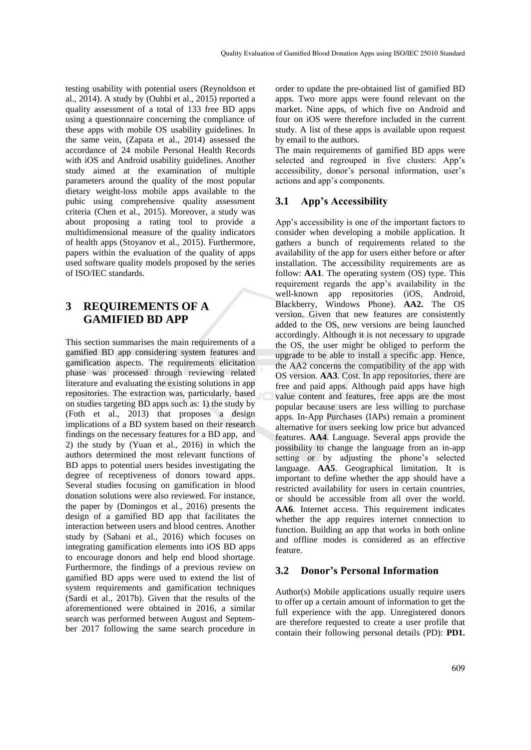testing usability with potential users (Reynoldson et al., 2014). A study by (Ouhbi et al., 2015) reported a quality assessment of a total of 133 free BD apps using a questionnaire concerning the compliance of these apps with mobile OS usability guidelines. In the same vein, (Zapata et al., 2014) assessed the accordance of 24 mobile Personal Health Records with iOS and Android usability guidelines. Another study aimed at the examination of multiple parameters around the quality of the most popular dietary weight-loss mobile apps available to the pubic using comprehensive quality assessment criteria (Chen et al., 2015). Moreover, a study was about proposing a rating tool to provide a multidimensional measure of the quality indicators of health apps (Stoyanov et al., 2015). Furthermore, papers within the evaluation of the quality of apps used software quality models proposed by the series of ISO/IEC standards.

# 3 REQUIREMENTS OF A GAMIFIED BD APP

This section summarises the main requirements of a gamified BD app considering system features and gamification aspects. The requirements elicitation phase was processed through reviewing related literature and evaluating the existing solutions in app repositories. The extraction was, particularly, based on studies targeting BD apps such as: 1) the study by (Foth et al., 2013) that proposes a design implications of a BD system based on their research findings on the necessary features for a BD app, and 2) the study by (Yuan et al., 2016) in which the authors determined the most relevant functions of BD apps to potential users besides investigating the degree of receptiveness of donors toward apps. Several studies focusing on gamification in blood donation solutions were also reviewed. For instance, the paper by (Domingos et al., 2016) presents the design of a gamified BD app that facilitates the interaction between users and blood centres. Another study by (Sabani et al., 2016) which focuses on integrating gamification elements into iOS BD apps to encourage donors and help end blood shortage. Furthermore, the findings of a previous review on gamified BD apps were used to extend the list of system requirements and gamification techniques (Sardi et al., 2017b). Given that the results of the aforementioned were obtained in 2016, a similar search was performed between August and September 2017 following the same search procedure in order to update the pre-obtained list of gamified BD apps. Two more apps were found relevant on the market. Nine apps, of which five on Android and four on iOS were therefore included in the current study. A list of these apps is available upon request by email to the authors.

The main requirements of gamified BD apps were selected and regrouped in five clusters: App's accessibility, donor's personal information, user's actions and app's components.

## 3.1 App's Accessibility

App's accessibility is one of the important factors to consider when developing a mobile application. It gathers a bunch of requirements related to the availability of the app for users either before or after installation. The accessibility requirements are as follow: **AA1**. The operating system (OS) type. This requirement regards the app's availability in the well-known app repositories (iOS, Android, Blackberry, Windows Phone). **AA2.** The OS version. Given that new features are consistently added to the OS, new versions are being launched accordingly. Although it is not necessary to upgrade the OS, the user might be obliged to perform the upgrade to be able to install a specific app. Hence, the AA2 concerns the compatibility of the app with OS version. **AA3**. Cost. In app repositories, there are free and paid apps. Although paid apps have high value content and features, free apps are the most popular because users are less willing to purchase apps. In-App Purchases (IAPs) remain a prominent alternative for users seeking low price but advanced features. **AA4**. Language. Several apps provide the possibility to change the language from an in-app setting or by adjusting the phone's selected language. **AA5**. Geographical limitation. It is important to define whether the app should have a restricted availability for users in certain countries, or should be accessible from all over the world. **AA6**. Internet access. This requirement indicates whether the app requires internet connection to function. Building an app that works in both online and offline modes is considered as an effective feature.

## 3.2 Donor's Personal Information

Author(s) Mobile applications usually require users to offer up a certain amount of information to get the full experience with the app. Unregistered donors are therefore requested to create a user profile that contain their following personal details (PD): **PD1.**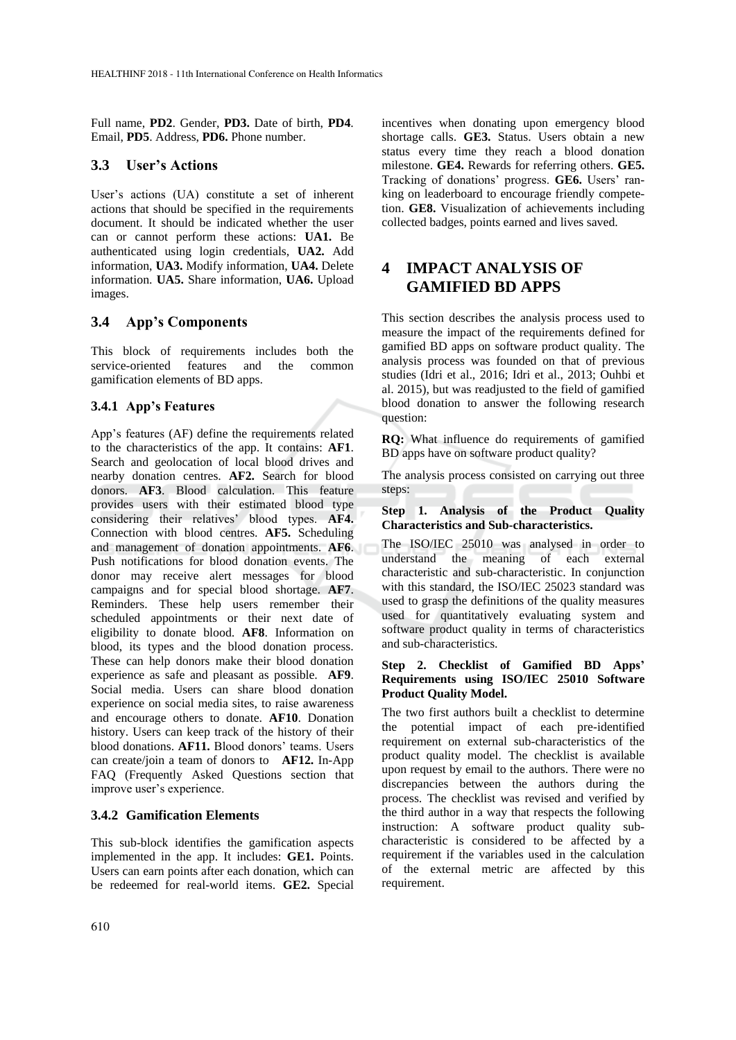Full name, **PD2**. Gender, **PD3.** Date of birth, **PD4**. Email, **PD5**. Address, **PD6.** Phone number.

### 3.3 User's Actions

User's actions (UA) constitute a set of inherent actions that should be specified in the requirements document. It should be indicated whether the user can or cannot perform these actions: **UA1.** Be authenticated using login credentials, **UA2.** Add information, **UA3.** Modify information, **UA4.** Delete information. **UA5.** Share information, **UA6.** Upload images.

### 3.4 App's Components

This block of requirements includes both the service-oriented features and the common gamification elements of BD apps.

#### 3.4.1 App's Features

App's features (AF) define the requirements related to the characteristics of the app. It contains: **AF1**. Search and geolocation of local blood drives and nearby donation centres. **AF2.** Search for blood donors. **AF3**. Blood calculation. This feature provides users with their estimated blood type considering their relatives' blood types. **AF4.** Connection with blood centres. **AF5.** Scheduling and management of donation appointments. **AF6**. Push notifications for blood donation events. The donor may receive alert messages for blood campaigns and for special blood shortage. **AF7**. Reminders. These help users remember their scheduled appointments or their next date of eligibility to donate blood. **AF8**. Information on blood, its types and the blood donation process. These can help donors make their blood donation experience as safe and pleasant as possible. **AF9**. Social media. Users can share blood donation experience on social media sites, to raise awareness and encourage others to donate. **AF10**. Donation history. Users can keep track of the history of their blood donations. **AF11.** Blood donors' teams. Users can create/join a team of donors to **AF12.** In-App FAQ (Frequently Asked Questions section that improve user's experience.

#### 3.4.2 Gamification Elements

This sub-block identifies the gamification aspects implemented in the app. It includes: **GE1.** Points. Users can earn points after each donation, which can be redeemed for real-world items. **GE2.** Special incentives when donating upon emergency blood shortage calls. **GE3.** Status. Users obtain a new status every time they reach a blood donation milestone. **GE4.** Rewards for referring others. **GE5.** Tracking of donations' progress. **GE6.** Users' ranking on leaderboard to encourage friendly competetion. **GE8.** Visualization of achievements including collected badges, points earned and lives saved.

## 4 IMPACT ANALYSIS OF GAMIFIED BD APPS

This section describes the analysis process used to measure the impact of the requirements defined for gamified BD apps on software product quality. The analysis process was founded on that of previous studies (Idri et al., 2016; Idri et al., 2013; Ouhbi et al. 2015), but was readjusted to the field of gamified blood donation to answer the following research question:

**RQ:** What influence do requirements of gamified BD apps have on software product quality?

The analysis process consisted on carrying out three steps:

**Step 1. Analysis of the Product Quality Characteristics and Sub-characteristics.**

The ISO/IEC 25010 was analysed in order to understand the meaning of each external characteristic and sub-characteristic. In conjunction with this standard, the ISO/IEC 25023 standard was used to grasp the definitions of the quality measures used for quantitatively evaluating system and software product quality in terms of characteristics and sub-characteristics.

**Step 2. Checklist of Gamified BD Apps' Requirements using ISO/IEC 25010 Software Product Quality Model.**

The two first authors built a checklist to determine the potential impact of each pre-identified requirement on external sub-characteristics of the product quality model. The checklist is available upon request by email to the authors. There were no discrepancies between the authors during the process. The checklist was revised and verified by the third author in a way that respects the following instruction: A software product quality sub-characteristic is considered to be affected by a requirement if the variables used in the calculation of the external metric are affected by this requirement.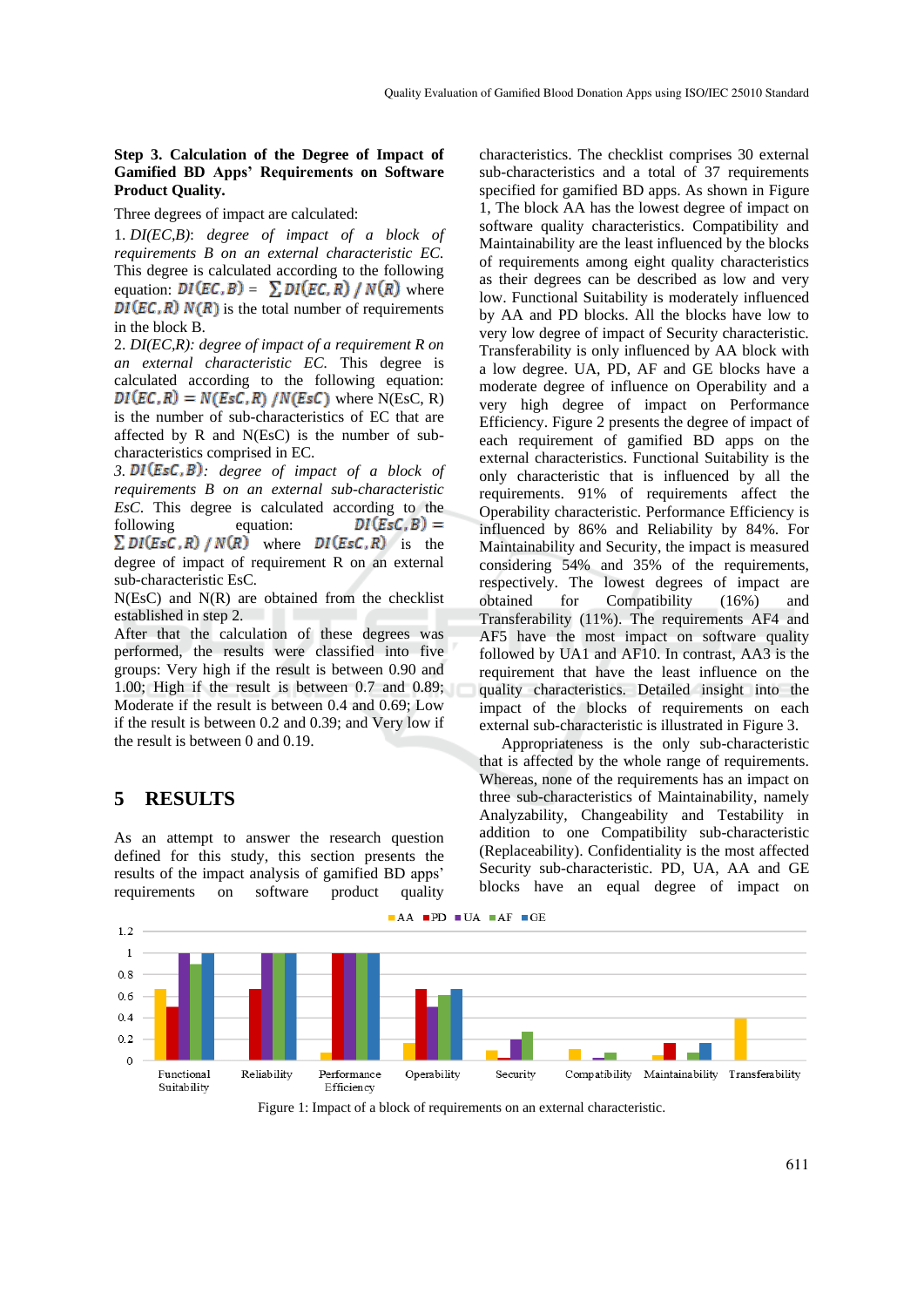**Step 3. Calculation of the Degree of Impact of Gamified BD Apps' Requirements on Software Product Quality.**

Three degrees of impact are calculated:

1. *DI(EC,B)*: *degree of impact of a block of requirements B on an external characteristic EC.* This degree is calculated according to the following equation: $DI(EC,B) = \sum DI(EC,R) / N(R)$ where $DI(EC,R)$ $N(R)$ is the total number of requirements in the block B.

2. *DI(EC,R): degree of impact of a requirement R on an external characteristic EC.* This degree is calculated according to the following equation: $DI(EC,R) = N(EsC,R) / N(EsC)$ where N(EsC, R) is the number of sub-characteristics of EC that are affected by R and N(EsC) is the number of sub-characteristics comprised in EC.

3. $DI(EsC,B)$: *degree of impact of a block of requirements B on an external sub-characteristic EsC.* This degree is calculated according to the following equation: $DI(EsC,B) = \sum DI(EsC,R) / N(R)$ where $DI(EsC,R)$ is the degree of impact of requirement R on an external sub-characteristic EsC.

N(EsC) and N(R) are obtained from the checklist established in step 2.

After that the calculation of these degrees was performed, the results were classified into five groups: Very high if the result is between 0.90 and 1.00; High if the result is between 0.7 and 0.89; Moderate if the result is between 0.4 and 0.69; Low if the result is between 0.2 and 0.39; and Very low if the result is between 0 and 0.19.

# 5 RESULTS

As an attempt to answer the research question defined for this study, this section presents the results of the impact analysis of gamified BD apps' requirements on software product quality characteristics. The checklist comprises 30 external sub-characteristics and a total of 37 requirements specified for gamified BD apps. As shown in Figure 1, The block AA has the lowest degree of impact on software quality characteristics. Compatibility and Maintainability are the least influenced by the blocks of requirements among eight quality characteristics as their degrees can be described as low and very low. Functional Suitability is moderately influenced by AA and PD blocks. All the blocks have low to very low degree of impact of Security characteristic. Transferability is only influenced by AA block with a low degree. UA, PD, AF and GE blocks have a moderate degree of influence on Operability and a very high degree of impact on Performance Efficiency. Figure 2 presents the degree of impact of each requirement of gamified BD apps on the external characteristics. Functional Suitability is the only characteristic that is influenced by all the requirements. 91% of requirements affect the Operability characteristic. Performance Efficiency is influenced by 86% and Reliability by 84%. For Maintainability and Security, the impact is measured considering 54% and 35% of the requirements, respectively. The lowest degrees of impact are obtained for Compatibility (16%) and Transferability (11%). The requirements AF4 and AF5 have the most impact on software quality followed by UA1 and AF10. In contrast, AA3 is the requirement that have the least influence on the quality characteristics. Detailed insight into the impact of the blocks of requirements on each external sub-characteristic is illustrated in Figure 3.

Appropriateness is the only sub-characteristic that is affected by the whole range of requirements. Whereas, none of the requirements has an impact on three sub-characteristics of Maintainability, namely Analyzability, Changeability and Testability in addition to one Compatibility sub-characteristic (Replaceability). Confidentiality is the most affected Security sub-characteristic. PD, UA, AA and GE blocks have an equal degree of impact on

Figure 1: Impact of a block of requirements on an external characteristic.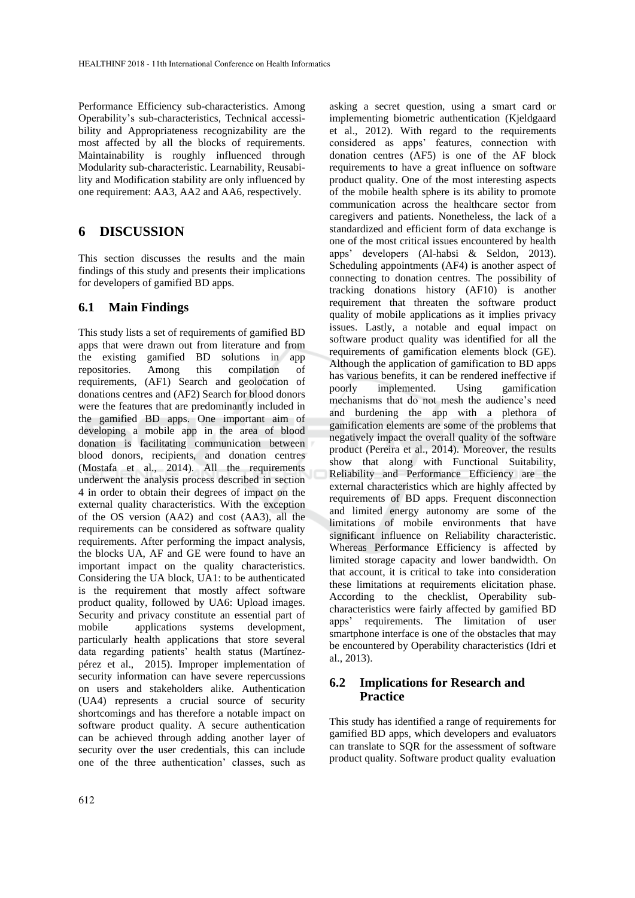Performance Efficiency sub-characteristics. Among Operability's sub-characteristics, Technical accessibility and Appropriateness recognizability are the most affected by all the blocks of requirements. Maintainability is roughly influenced through Modularity sub-characteristic. Learnability, Reusability and Modification stability are only influenced by one requirement: AA3, AA2 and AA6, respectively.

## 6 DISCUSSION

This section discusses the results and the main findings of this study and presents their implications for developers of gamified BD apps.

### 6.1 Main Findings

This study lists a set of requirements of gamified BD apps that were drawn out from literature and from the existing gamified BD solutions in app repositories. Among this compilation of requirements, (AF1) Search and geolocation of donations centres and (AF2) Search for blood donors were the features that are predominantly included in the gamified BD apps. One important aim of developing a mobile app in the area of blood donation is facilitating communication between blood donors, recipients, and donation centres (Mostafa et al., 2014). All the requirements underwent the analysis process described in section 4 in order to obtain their degrees of impact on the external quality characteristics. With the exception of the OS version (AA2) and cost (AA3), all the requirements can be considered as software quality requirements. After performing the impact analysis, the blocks UA, AF and GE were found to have an important impact on the quality characteristics. Considering the UA block, UA1: to be authenticated is the requirement that mostly affect software product quality, followed by UA6: Upload images. Security and privacy constitute an essential part of mobile applications systems development, particularly health applications that store several data regarding patients' health status (Martínez-pérez et al., 2015). Improper implementation of security information can have severe repercussions on users and stakeholders alike. Authentication (UA4) represents a crucial source of security shortcomings and has therefore a notable impact on software product quality. A secure authentication can be achieved through adding another layer of security over the user credentials, this can include one of the three authentication' classes, such as asking a secret question, using a smart card or implementing biometric authentication (Kjeldgaard et al., 2012). With regard to the requirements considered as apps' features, connection with donation centres (AF5) is one of the AF block requirements to have a great influence on software product quality. One of the most interesting aspects of the mobile health sphere is its ability to promote communication across the healthcare sector from caregivers and patients. Nonetheless, the lack of a standardized and efficient form of data exchange is one of the most critical issues encountered by health apps' developers (Al-habsi & Seldon, 2013). Scheduling appointments (AF4) is another aspect of connecting to donation centres. The possibility of tracking donations history (AF10) is another requirement that threaten the software product quality of mobile applications as it implies privacy issues. Lastly, a notable and equal impact on software product quality was identified for all the requirements of gamification elements block (GE). Although the application of gamification to BD apps has various benefits, it can be rendered ineffective if poorly implemented. Using gamification mechanisms that do not mesh the audience's need and burdening the app with a plethora of gamification elements are some of the problems that negatively impact the overall quality of the software product (Pereira et al., 2014). Moreover, the results show that along with Functional Suitability, Reliability and Performance Efficiency are the external characteristics which are highly affected by requirements of BD apps. Frequent disconnection and limited energy autonomy are some of the limitations of mobile environments that have significant influence on Reliability characteristic. Whereas Performance Efficiency is affected by limited storage capacity and lower bandwidth. On that account, it is critical to take into consideration these limitations at requirements elicitation phase. According to the checklist, Operability sub-characteristics were fairly affected by gamified BD apps' requirements. The limitation of user smartphone interface is one of the obstacles that may be encountered by Operability characteristics (Idri et al., 2013).

### 6.2 Implications for Research and Practice

This study has identified a range of requirements for gamified BD apps, which developers and evaluators can translate to SQR for the assessment of software product quality. Software product quality evaluation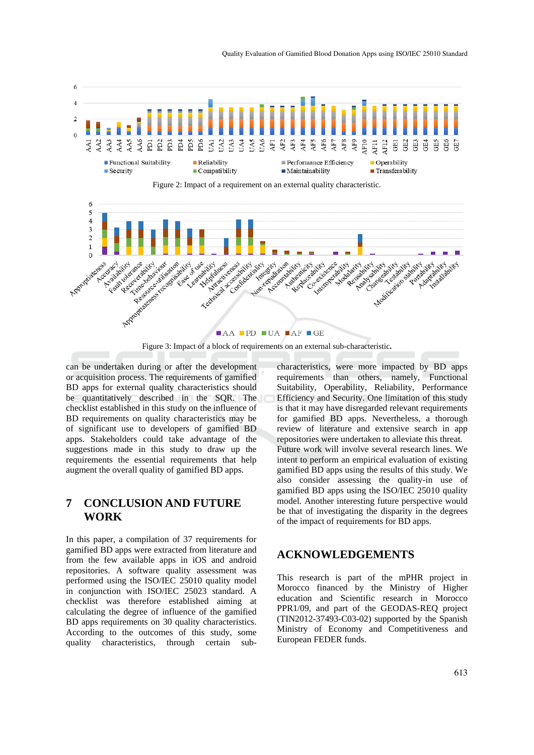Figure 2: Impact of a requirement on an external quality characteristic.

Figure 3: Impact of a block of requirements on an external sub-characteristic.

can be undertaken during or after the development or acquisition process. The requirements of gamified BD apps for external quality characteristics should be quantitatively described in the SQR. The checklist established in this study on the influence of BD requirements on quality characteristics may be of significant use to developers of gamified BD apps. Stakeholders could take advantage of the suggestions made in this study to draw up the requirements the essential requirements that help augment the overall quality of gamified BD apps.

## 7 CONCLUSION AND FUTURE WORK

In this paper, a compilation of 37 requirements for gamified BD apps were extracted from literature and from the few available apps in iOS and android repositories. A software quality assessment was performed using the ISO/IEC 25010 quality model in conjunction with ISO/IEC 25023 standard. A checklist was therefore established aiming at calculating the degree of influence of the gamified BD apps requirements on 30 quality characteristics. According to the outcomes of this study, some quality characteristics, through certain sub-characteristics, were more impacted by BD apps requirements than others, namely, Functional Suitability, Operability, Reliability, Performance Efficiency and Security. One limitation of this study is that it may have disregarded relevant requirements for gamified BD apps. Nevertheless, a thorough review of literature and extensive search in app repositories were undertaken to alleviate this threat. Future work will involve several research lines. We intent to perform an empirical evaluation of existing gamified BD apps using the results of this study. We also consider assessing the quality-in use of gamified BD apps using the ISO/IEC 25010 quality model. Another interesting future perspective would be that of investigating the disparity in the degrees of the impact of requirements for BD apps.

## ACKNOWLEDGEMENTS

This research is part of the mPHR project in Morocco financed by the Ministry of Higher education and Scientific research in Morocco PPR1/09, and part of the GEODAS-REQ project (TIN2012-37493-C03-02) supported by the Spanish Ministry of Economy and Competitiveness and European FEDER funds.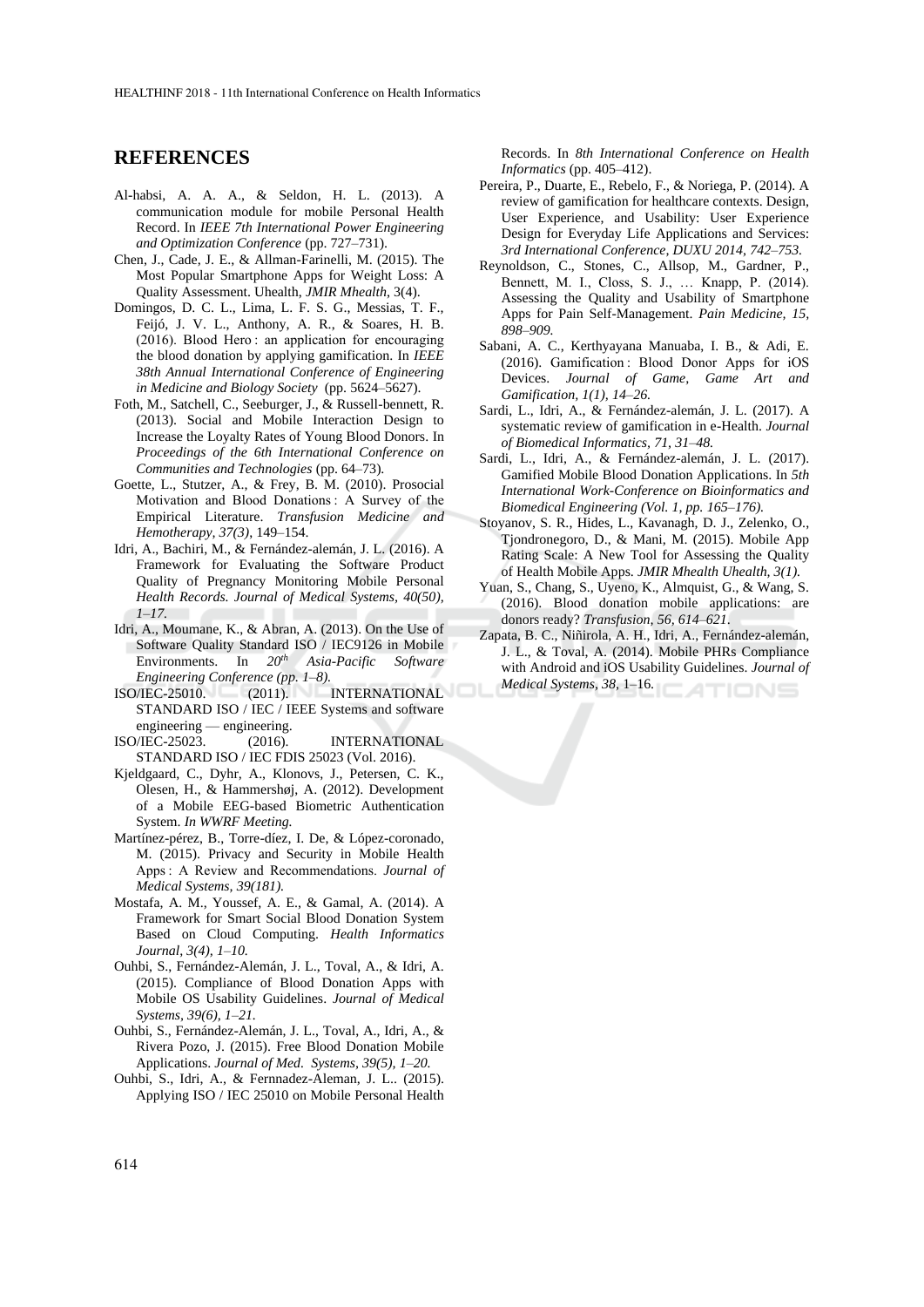## REFERENCES

Al-habsi, A. A. A., & Seldon, H. L. (2013). A communication module for mobile Personal Health Record. In *IEEE 7th International Power Engineering and Optimization Conference* (pp. 727–731).

Chen, J., Cade, J. E., & Allman-Farinelli, M. (2015). The Most Popular Smartphone Apps for Weight Loss: A Quality Assessment. Uhealth, *JMIR Mhealth*, 3(4).

Domingos, D. C. L., Lima, L. F. S. G., Messias, T. F., Feijó, J. V. L., Anthony, A. R., & Soares, H. B. (2016). Blood Hero : an application for encouraging the blood donation by applying gamification. In *IEEE 38th Annual International Conference of Engineering in Medicine and Biology Society* (pp. 5624–5627).

Foth, M., Satchell, C., Seeburger, J., & Russell-bennett, R. (2013). Social and Mobile Interaction Design to Increase the Loyalty Rates of Young Blood Donors. In *Proceedings of the 6th International Conference on Communities and Technologies* (pp. 64–73).

Goette, L., Stutzer, A., & Frey, B. M. (2010). Prosocial Motivation and Blood Donations : A Survey of the Empirical Literature. *Transfusion Medicine and Hemotherapy, 37(3)*, 149–154.

Idri, A., Bachiri, M., & Fernández-alemán, J. L. (2016). A Framework for Evaluating the Software Product Quality of Pregnancy Monitoring Mobile Personal *Health Records. Journal of Medical Systems, 40(50), 1–17.*

Idri, A., Moumane, K., & Abran, A. (2013). On the Use of Software Quality Standard ISO / IEC9126 in Mobile Environments. In *20th Asia-Pacific Software Engineering Conference (pp. 1–8).*

ISO/IEC-25010. (2011). INTERNATIONAL STANDARD ISO / IEC / IEEE Systems and software engineering — engineering.

ISO/IEC-25023. (2016). INTERNATIONAL STANDARD ISO / IEC FDIS 25023 (Vol. 2016).

Kjeldgaard, C., Dyhr, A., Klonovs, J., Petersen, C. K., Olesen, H., & Hammershøj, A. (2012). Development of a Mobile EEG-based Biometric Authentication System. *In WWRF Meeting.*

Martínez-pérez, B., Torre-díez, I. De, & López-coronado, M. (2015). Privacy and Security in Mobile Health Apps : A Review and Recommendations. *Journal of Medical Systems, 39(181).*

Mostafa, A. M., Youssef, A. E., & Gamal, A. (2014). A Framework for Smart Social Blood Donation System Based on Cloud Computing. *Health Informatics Journal, 3(4), 1–10.*

Ouhbi, S., Fernández-Alemán, J. L., Toval, A., & Idri, A. (2015). Compliance of Blood Donation Apps with Mobile OS Usability Guidelines. *Journal of Medical Systems, 39(6), 1–21.*

Ouhbi, S., Fernández-Alemán, J. L., Toval, A., Idri, A., & Rivera Pozo, J. (2015). Free Blood Donation Mobile Applications. *Journal of Med. Systems, 39(5), 1–20.*

Ouhbi, S., Idri, A., & Fernnadez-Aleman, J. L.. (2015). Applying ISO / IEC 25010 on Mobile Personal Health Records. In *8th International Conference on Health Informatics* (pp. 405–412).

Pereira, P., Duarte, E., Rebelo, F., & Noriega, P. (2014). A review of gamification for healthcare contexts. Design, User Experience, and Usability: User Experience Design for Everyday Life Applications and Services: *3rd International Conference, DUXU 2014, 742–753.*

Reynoldson, C., Stones, C., Allsop, M., Gardner, P., Bennett, M. I., Closs, S. J., … Knapp, P. (2014). Assessing the Quality and Usability of Smartphone Apps for Pain Self-Management. *Pain Medicine, 15, 898–909.*

Sabani, A. C., Kerthyayana Manuaba, I. B., & Adi, E. (2016). Gamification : Blood Donor Apps for iOS Devices. *Journal of Game, Game Art and Gamification, 1(1), 14–26.*

Sardi, L., Idri, A., & Fernández-alemán, J. L. (2017). A systematic review of gamification in e-Health. *Journal of Biomedical Informatics, 71, 31–48.*

Sardi, L., Idri, A., & Fernández-alemán, J. L. (2017). Gamified Mobile Blood Donation Applications. In *5th International Work-Conference on Bioinformatics and Biomedical Engineering (Vol. 1, pp. 165–176).*

Stoyanov, S. R., Hides, L., Kavanagh, D. J., Zelenko, O., Tjondronegoro, D., & Mani, M. (2015). Mobile App Rating Scale: A New Tool for Assessing the Quality of Health Mobile Apps. *JMIR Mhealth Uhealth, 3(1).*

Yuan, S., Chang, S., Uyeno, K., Almquist, G., & Wang, S. (2016). Blood donation mobile applications: are donors ready? *Transfusion, 56, 614–621.*

Zapata, B. C., Niñirola, A. H., Idri, A., Fernández-alemán, J. L., & Toval, A. (2014). Mobile PHRs Compliance with Android and iOS Usability Guidelines. *Journal of Medical Systems*, *38*, 1–16.